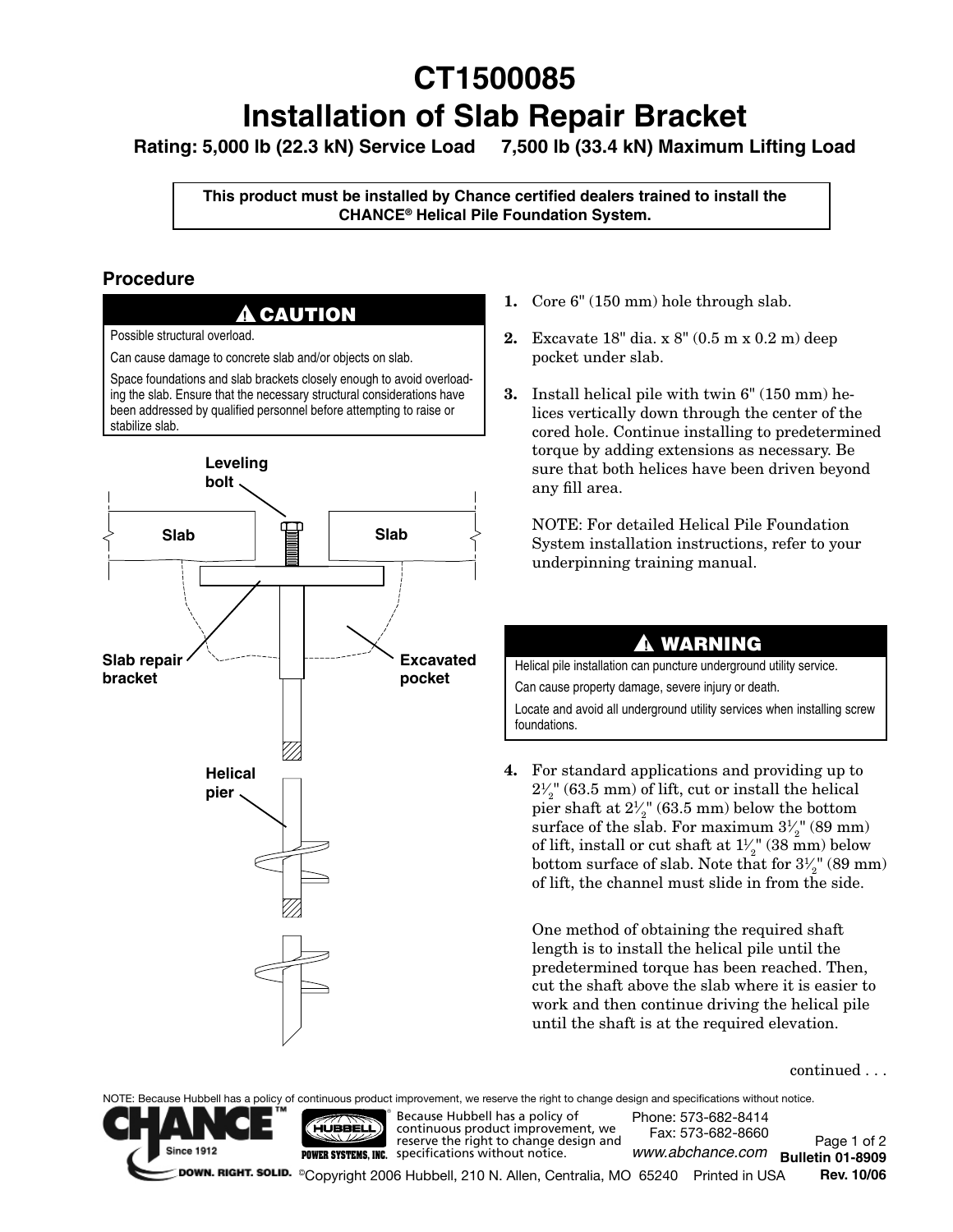# CT1500085
# Installation of Slab Repair Bracket

**Rating: 5,000 lb (22.3 kN) Service Load 7,500 lb (33.4 kN) Maximum Lifting Load**

**This product must be installed by Chance certified dealers trained to install the CHANCE® Helical Pile Foundation System.**

## Procedure

**⚠ CAUTION**

Possible structural overload.

Can cause damage to concrete slab and/or objects on slab.

Space foundations and slab brackets closely enough to avoid overloading the slab. Ensure that the necessary structural considerations have been addressed by qualified personnel before attempting to raise or stabilize slab.

Leveling bolt

Slab

Slab

Slab repair bracket

Excavated pocket

Helical pier

1. Core 6" (150 mm) hole through slab.
2. Excavate 18" dia. x 8" (0.5 m x 0.2 m) deep pocket under slab.
3. Install helical pile with twin 6" (150 mm) helices vertically down through the center of the cored hole. Continue installing to predetermined torque by adding extensions as necessary. Be sure that both helices have been driven beyond any fill area.

   NOTE: For detailed Helical Pile Foundation System installation instructions, refer to your underpinning training manual.

**⚠ WARNING**

Helical pile installation can puncture underground utility service.

Can cause property damage, severe injury or death.

Locate and avoid all underground utility services when installing screw foundations.

4. For standard applications and providing up to 2½" (63.5 mm) of lift, cut or install the helical pier shaft at 2½" (63.5 mm) below the bottom surface of the slab. For maximum 3½" (89 mm) of lift, install or cut shaft at 1½" (38 mm) below bottom surface of slab. Note that for 3½" (89 mm) of lift, the channel must slide in from the side.

   One method of obtaining the required shaft length is to install the helical pile until the predetermined torque has been reached. Then, cut the shaft above the slab where it is easier to work and then continue driving the helical pile until the shaft is at the required elevation.

continued . . .

NOTE: Because Hubbell has a policy of continuous product improvement, we reserve the right to change design and specifications without notice.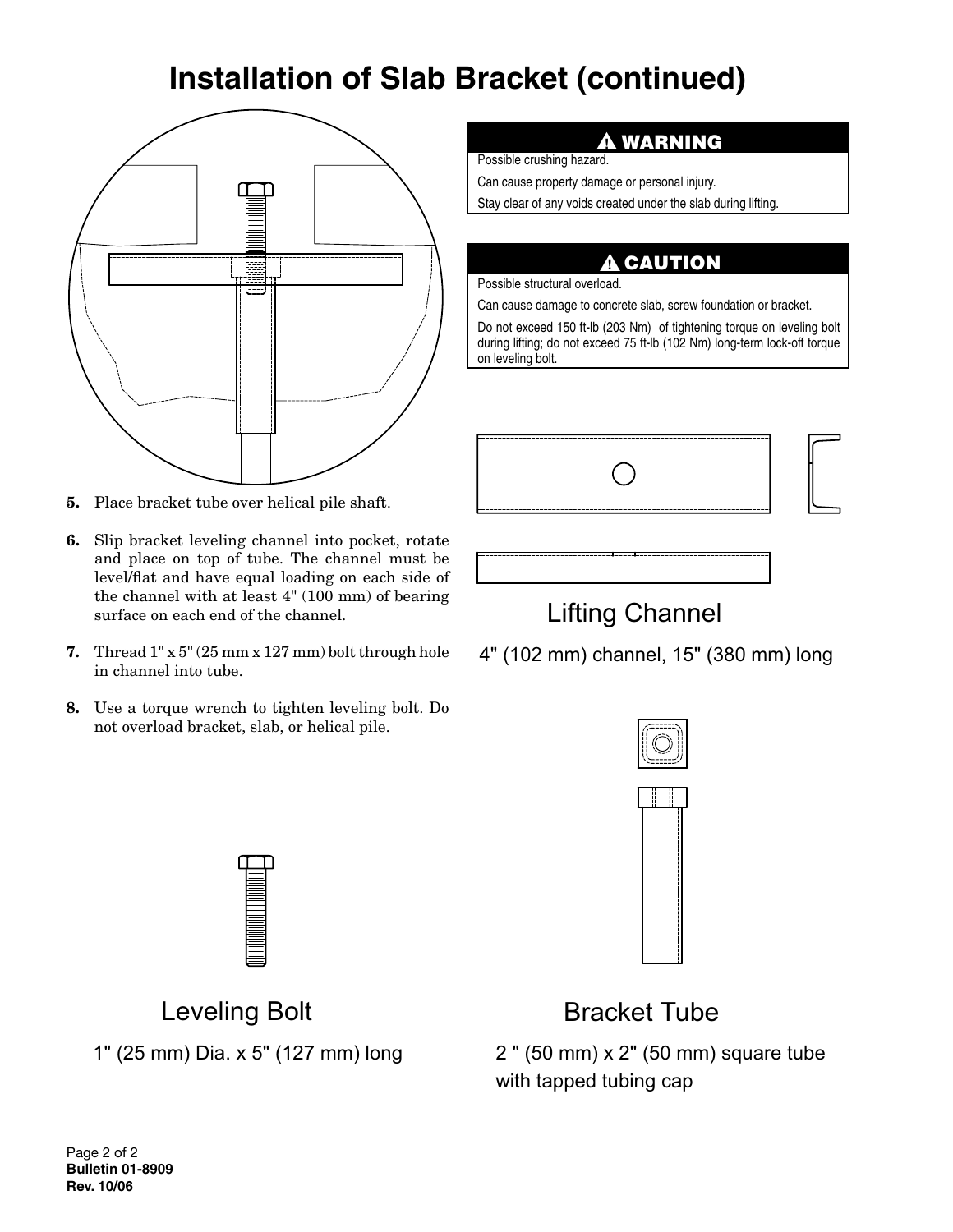# Installation of Slab Bracket (continued)

5. Place bracket tube over helical pile shaft.

6. Slip bracket leveling channel into pocket, rotate and place on top of tube. The channel must be level/flat and have equal loading on each side of the channel with at least 4" (100 mm) of bearing surface on each end of the channel.

7. Thread 1" x 5" (25 mm x 127 mm) bolt through hole in channel into tube.

8. Use a torque wrench to tighten leveling bolt. Do not overload bracket, slab, or helical pile.

**⚠ WARNING**

Possible crushing hazard.

Can cause property damage or personal injury.

Stay clear of any voids created under the slab during lifting.

**⚠ CAUTION**

Possible structural overload.

Can cause damage to concrete slab, screw foundation or bracket.

Do not exceed 150 ft-lb (203 Nm) of tightening torque on leveling bolt during lifting; do not exceed 75 ft-lb (102 Nm) long-term lock-off torque on leveling bolt.

Lifting Channel

4" (102 mm) channel, 15" (380 mm) long

Leveling Bolt

1" (25 mm) Dia. x 5" (127 mm) long

Bracket Tube

2 " (50 mm) x 2" (50 mm) square tube with tapped tubing cap

**Bulletin 01-8909**
**Rev. 10/06**